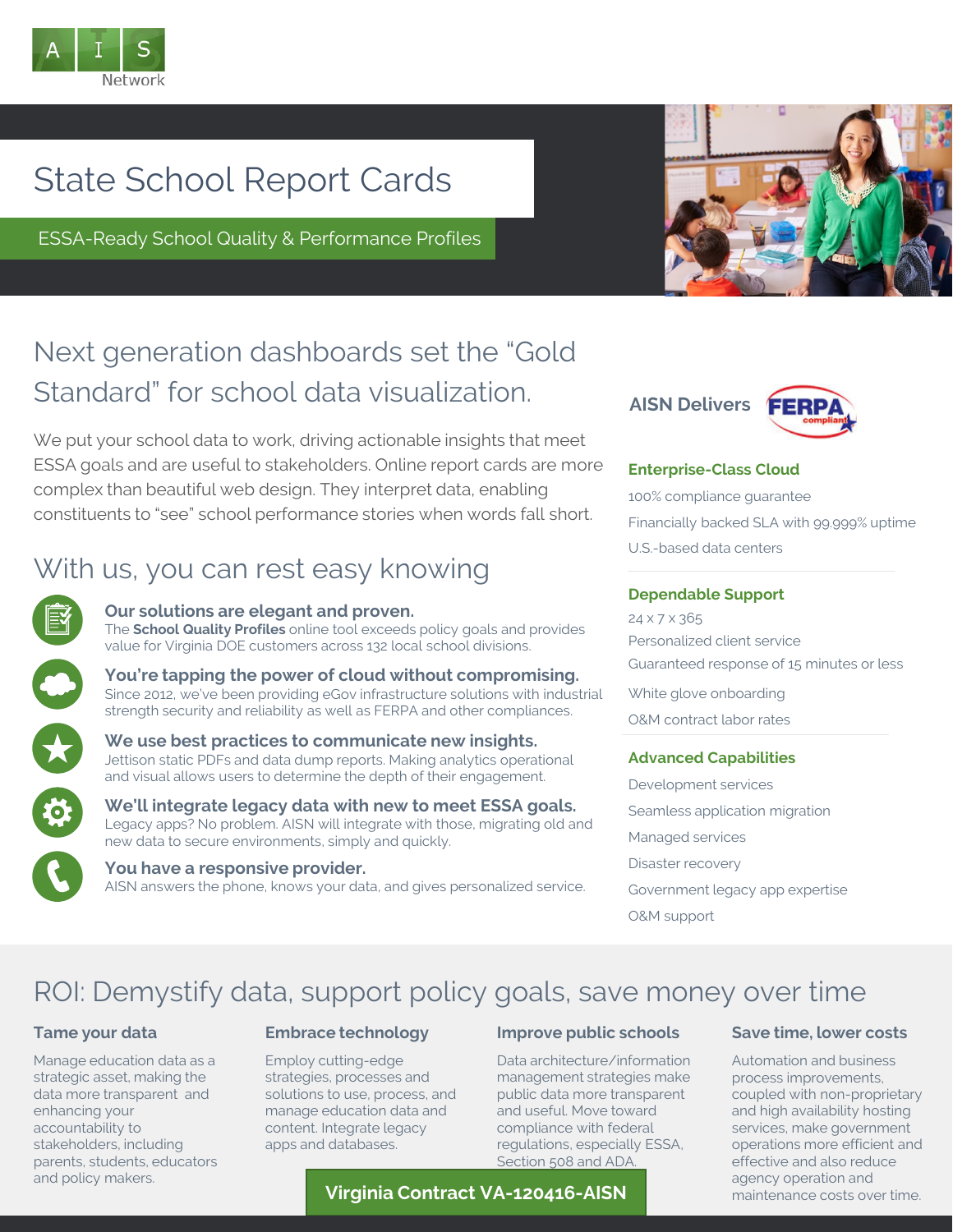AIS Network

# State School Report Cards

ESSA-Ready School Quality & Performance Profiles

## Next generation dashboards set the "Gold Standard" for school data visualization.

We put your school data to work, driving actionable insights that meet ESSA goals and are useful to stakeholders. Online report cards are more complex than beautiful web design. They interpret data, enabling constituents to "see" school performance stories when words fall short.

## With us, you can rest easy knowing

**Our solutions are elegant and proven.**
The **School Quality Profiles** online tool exceeds policy goals and provides value for Virginia DOE customers across 132 local school divisions.

**You're tapping the power of cloud without compromising.**
Since 2012, we've been providing eGov infrastructure solutions with industrial strength security and reliability as well as FERPA and other compliances.

**We use best practices to communicate new insights.**
Jettison static PDFs and data dump reports. Making analytics operational and visual allows users to determine the depth of their engagement.

**We'll integrate legacy data with new to meet ESSA goals.**
Legacy apps? No problem. AISN will integrate with those, migrating old and new data to secure environments, simply and quickly.

**You have a responsive provider.**
AISN answers the phone, knows your data, and gives personalized service.

### AISN Delivers FERPA compliant

**Enterprise-Class Cloud**

- 100% compliance guarantee
- Financially backed SLA with 99.999% uptime
- U.S.-based data centers

**Dependable Support**

- 24 x 7 x 365
- Personalized client service
- Guaranteed response of 15 minutes or less
- White glove onboarding
- O&M contract labor rates

**Advanced Capabilities**

- Development services
- Seamless application migration
- Managed services
- Disaster recovery
- Government legacy app expertise
- O&M support

## ROI: Demystify data, support policy goals, save money over time

### Tame your data

Manage education data as a strategic asset, making the data more transparent and enhancing your accountability to stakeholders, including parents, students, educators and policy makers.

### Embrace technology

Employ cutting-edge strategies, processes and solutions to use, process, and manage education data and content. Integrate legacy apps and databases.

### Improve public schools

Data architecture/information management strategies make public data more transparent and useful. Move toward compliance with federal regulations, especially ESSA, Section 508 and ADA.

### Save time, lower costs

Automation and business process improvements, coupled with non-proprietary and high availability hosting services, make government operations more efficient and effective and also reduce agency operation and maintenance costs over time.

**Virginia Contract VA-120416-AISN**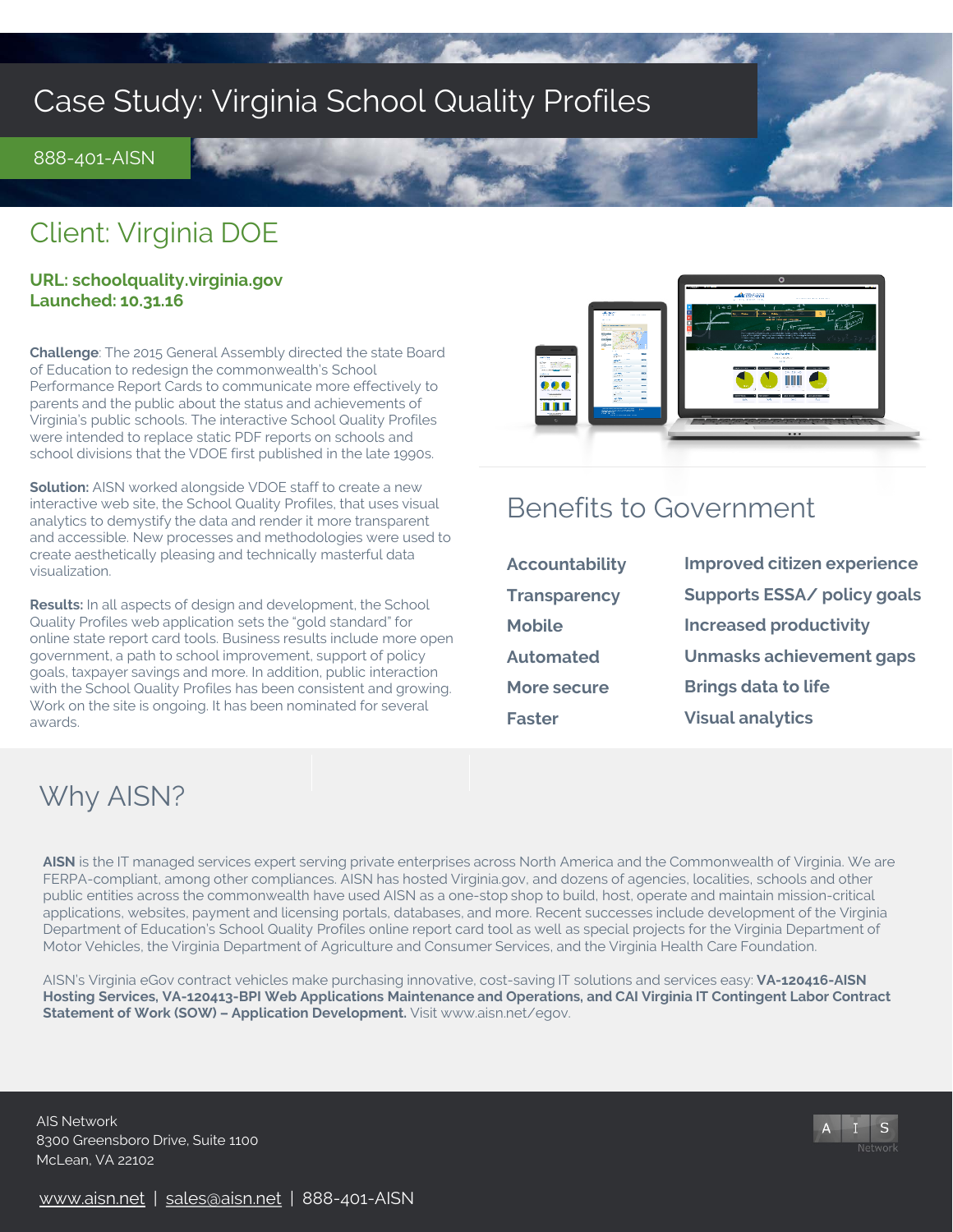# Case Study: Virginia School Quality Profiles

888-401-AISN

## Client: Virginia DOE

**URL: schoolquality.virginia.gov**
**Launched: 10.31.16**

**Challenge**: The 2015 General Assembly directed the state Board of Education to redesign the commonwealth's School Performance Report Cards to communicate more effectively to parents and the public about the status and achievements of Virginia's public schools. The interactive School Quality Profiles were intended to replace static PDF reports on schools and school divisions that the VDOE first published in the late 1990s.

**Solution:** AISN worked alongside VDOE staff to create a new interactive web site, the School Quality Profiles, that uses visual analytics to demystify the data and render it more transparent and accessible. New processes and methodologies were used to create aesthetically pleasing and technically masterful data visualization.

**Results:** In all aspects of design and development, the School Quality Profiles web application sets the "gold standard" for online state report card tools. Business results include more open government, a path to school improvement, support of policy goals, taxpayer savings and more. In addition, public interaction with the School Quality Profiles has been consistent and growing. Work on the site is ongoing. It has been nominated for several awards.

## Benefits to Government

- **Accountability**
- **Transparency**
- **Mobile**
- **Automated**
- **More secure**
- **Faster**
- **Improved citizen experience**
- **Supports ESSA/ policy goals**
- **Increased productivity**
- **Unmasks achievement gaps**
- **Brings data to life**
- **Visual analytics**

## Why AISN?

**AISN** is the IT managed services expert serving private enterprises across North America and the Commonwealth of Virginia. We are FERPA-compliant, among other compliances. AISN has hosted Virginia.gov, and dozens of agencies, localities, schools and other public entities across the commonwealth have used AISN as a one-stop shop to build, host, operate and maintain mission-critical applications, websites, payment and licensing portals, databases, and more. Recent successes include development of the Virginia Department of Education's School Quality Profiles online report card tool as well as special projects for the Virginia Department of Motor Vehicles, the Virginia Department of Agriculture and Consumer Services, and the Virginia Health Care Foundation.

AISN's Virginia eGov contract vehicles make purchasing innovative, cost-saving IT solutions and services easy: **VA-120416-AISN Hosting Services, VA-120413-BPI Web Applications Maintenance and Operations, and CAI Virginia IT Contingent Labor Contract Statement of Work (SOW) – Application Development.** Visit www.aisn.net/egov.

AIS Network
8300 Greensboro Drive, Suite 1100
McLean, VA 22102

www.aisn.net | sales@aisn.net | 888-401-AISN